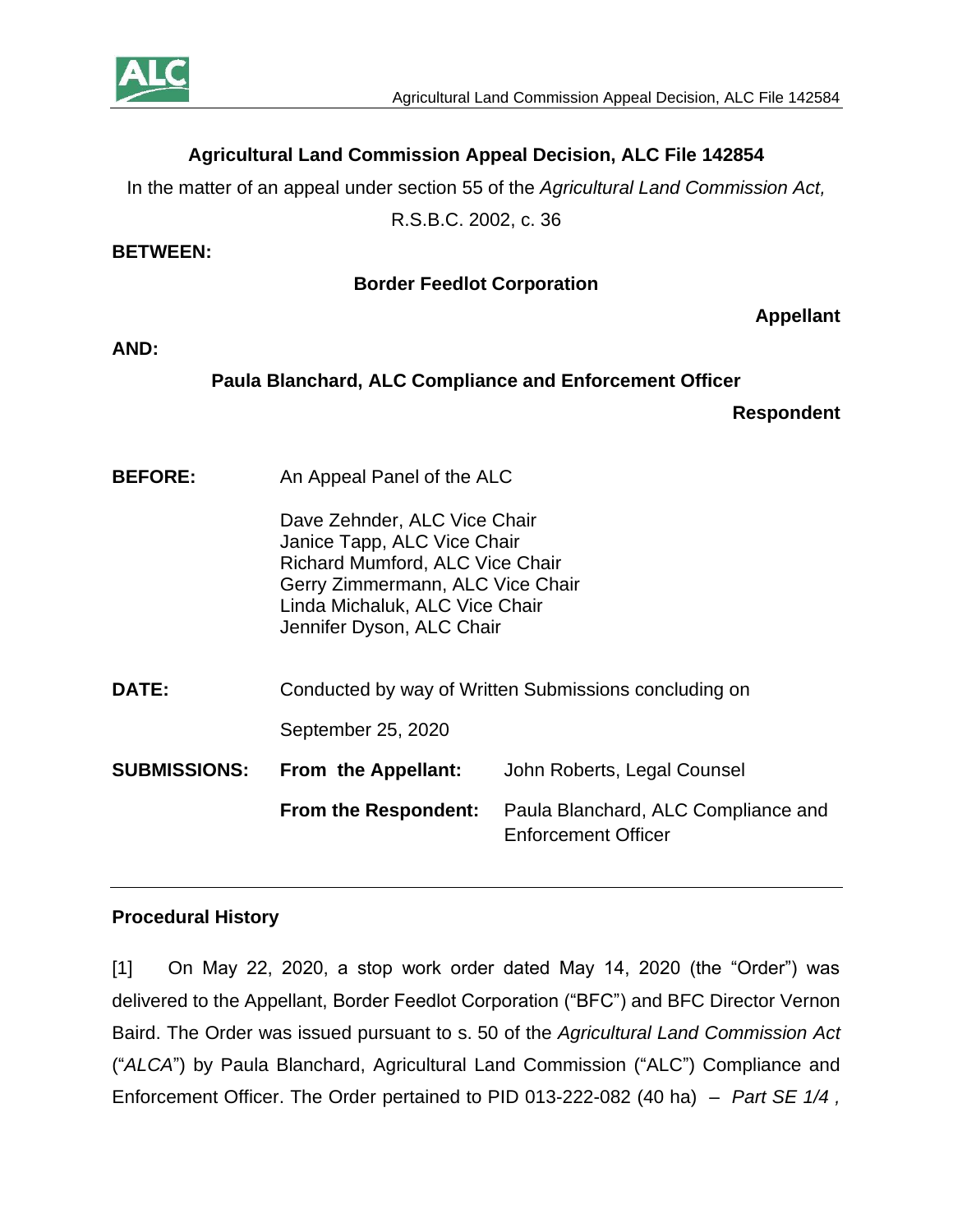## Agricultural Land Commission Appeal Decision, ALC File 142854

In the matter of an appeal under section 55 of the *Agricultural Land Commission Act,* R.S.B.C. 2002, c. 36

**BETWEEN:**

**Border Feedlot Corporation**

**Appellant**

**AND:**

**Paula Blanchard, ALC Compliance and Enforcement Officer**

**Respondent**

**BEFORE:** An Appeal Panel of the ALC

Dave Zehnder, ALC Vice Chair
Janice Tapp, ALC Vice Chair
Richard Mumford, ALC Vice Chair
Gerry Zimmermann, ALC Vice Chair
Linda Michaluk, ALC Vice Chair
Jennifer Dyson, ALC Chair

**DATE:** Conducted by way of Written Submissions concluding on September 25, 2020

**SUBMISSIONS:**

**From the Appellant:** John Roberts, Legal Counsel

**From the Respondent:** Paula Blanchard, ALC Compliance and Enforcement Officer

---

### Procedural History

[1] On May 22, 2020, a stop work order dated May 14, 2020 (the "Order") was delivered to the Appellant, Border Feedlot Corporation ("BFC") and BFC Director Vernon Baird. The Order was issued pursuant to s. 50 of the *Agricultural Land Commission Act* ("*ALCA*") by Paula Blanchard, Agricultural Land Commission ("ALC") Compliance and Enforcement Officer. The Order pertained to PID 013-222-082 (40 ha) – *Part SE 1/4 ,*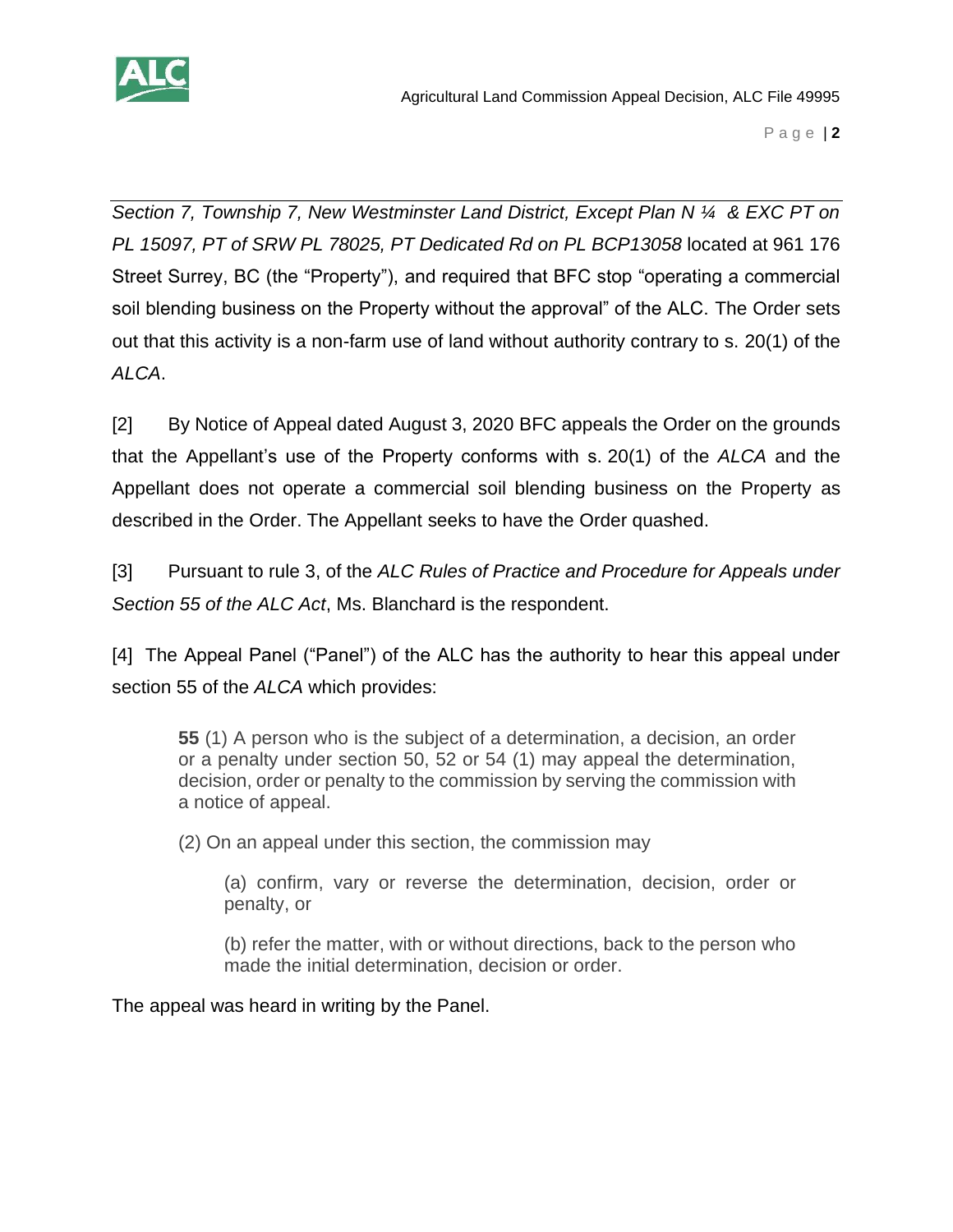*Section 7, Township 7, New Westminster Land District, Except Plan N ¼ & EXC PT on PL 15097, PT of SRW PL 78025, PT Dedicated Rd on PL BCP13058* located at 961 176 Street Surrey, BC (the "Property"), and required that BFC stop "operating a commercial soil blending business on the Property without the approval" of the ALC. The Order sets out that this activity is a non-farm use of land without authority contrary to s. 20(1) of the *ALCA*.

[2] By Notice of Appeal dated August 3, 2020 BFC appeals the Order on the grounds that the Appellant's use of the Property conforms with s. 20(1) of the *ALCA* and the Appellant does not operate a commercial soil blending business on the Property as described in the Order. The Appellant seeks to have the Order quashed.

[3] Pursuant to rule 3, of the *ALC Rules of Practice and Procedure for Appeals under Section 55 of the ALC Act*, Ms. Blanchard is the respondent.

[4] The Appeal Panel ("Panel") of the ALC has the authority to hear this appeal under section 55 of the *ALCA* which provides:

> **55** (1) A person who is the subject of a determination, a decision, an order or a penalty under section 50, 52 or 54 (1) may appeal the determination, decision, order or penalty to the commission by serving the commission with a notice of appeal.
>
> (2) On an appeal under this section, the commission may
>
> > (a) confirm, vary or reverse the determination, decision, order or penalty, or
> >
> > (b) refer the matter, with or without directions, back to the person who made the initial determination, decision or order.

The appeal was heard in writing by the Panel.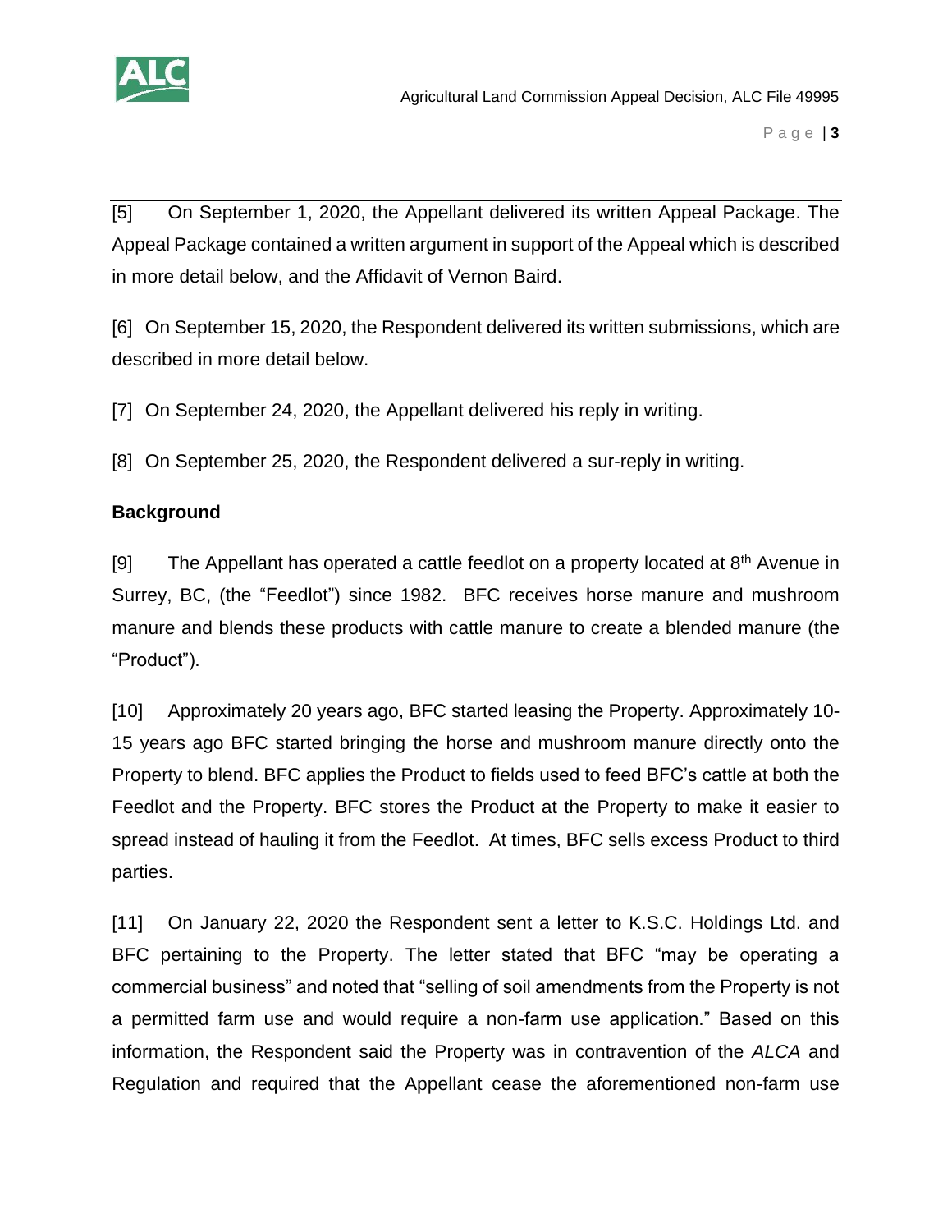[5] On September 1, 2020, the Appellant delivered its written Appeal Package. The Appeal Package contained a written argument in support of the Appeal which is described in more detail below, and the Affidavit of Vernon Baird.

[6] On September 15, 2020, the Respondent delivered its written submissions, which are described in more detail below.

[7] On September 24, 2020, the Appellant delivered his reply in writing.

[8] On September 25, 2020, the Respondent delivered a sur-reply in writing.

**Background**

[9] The Appellant has operated a cattle feedlot on a property located at 8th Avenue in Surrey, BC, (the "Feedlot") since 1982. BFC receives horse manure and mushroom manure and blends these products with cattle manure to create a blended manure (the "Product").

[10] Approximately 20 years ago, BFC started leasing the Property. Approximately 10-15 years ago BFC started bringing the horse and mushroom manure directly onto the Property to blend. BFC applies the Product to fields used to feed BFC's cattle at both the Feedlot and the Property. BFC stores the Product at the Property to make it easier to spread instead of hauling it from the Feedlot. At times, BFC sells excess Product to third parties.

[11] On January 22, 2020 the Respondent sent a letter to K.S.C. Holdings Ltd. and BFC pertaining to the Property. The letter stated that BFC "may be operating a commercial business" and noted that "selling of soil amendments from the Property is not a permitted farm use and would require a non-farm use application." Based on this information, the Respondent said the Property was in contravention of the *ALCA* and Regulation and required that the Appellant cease the aforementioned non-farm use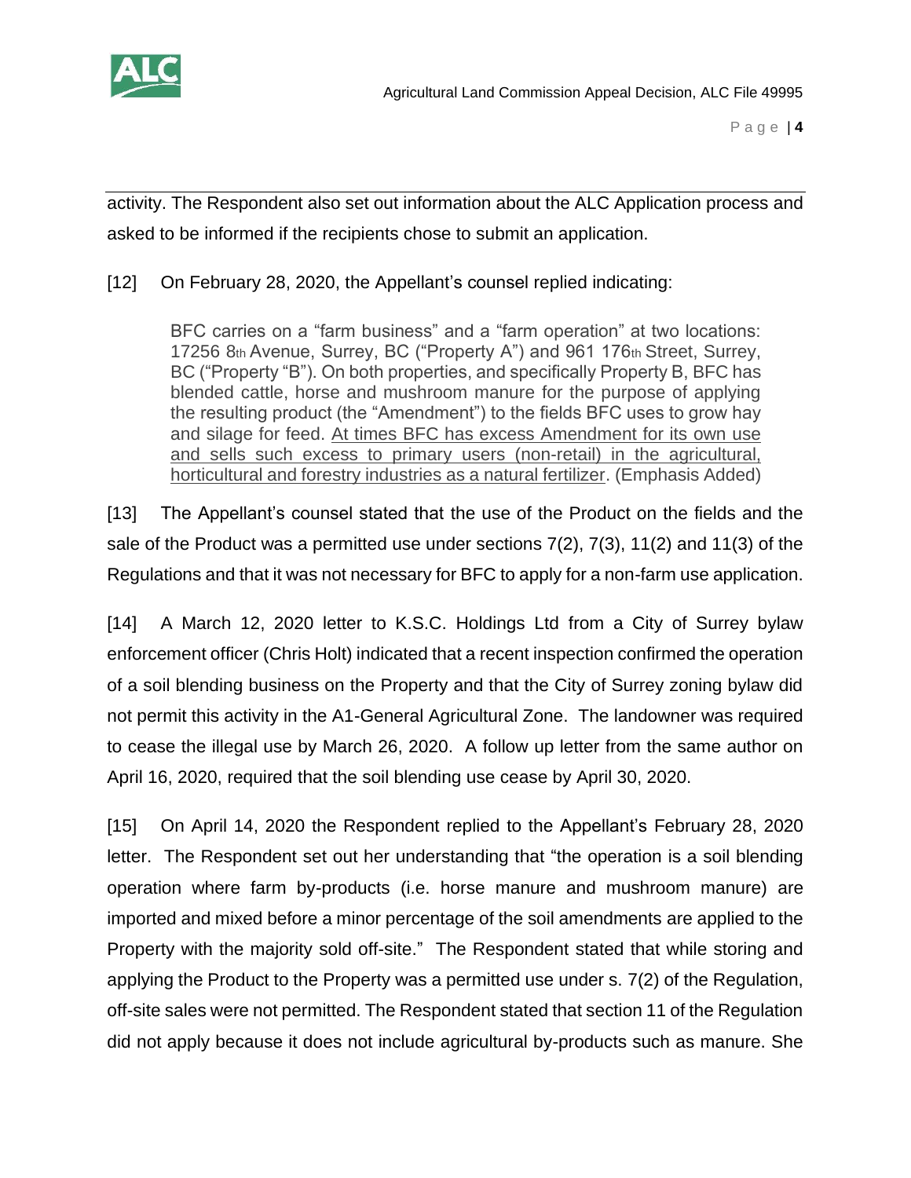activity. The Respondent also set out information about the ALC Application process and asked to be informed if the recipients chose to submit an application.

[12] On February 28, 2020, the Appellant's counsel replied indicating:

> BFC carries on a "farm business" and a "farm operation" at two locations: 17256 8th Avenue, Surrey, BC ("Property A") and 961 176th Street, Surrey, BC ("Property "B"). On both properties, and specifically Property B, BFC has blended cattle, horse and mushroom manure for the purpose of applying the resulting product (the "Amendment") to the fields BFC uses to grow hay and silage for feed. <u>At times BFC has excess Amendment for its own use and sells such excess to primary users (non-retail) in the agricultural, horticultural and forestry industries as a natural fertilizer</u>. (Emphasis Added)

[13] The Appellant's counsel stated that the use of the Product on the fields and the sale of the Product was a permitted use under sections 7(2), 7(3), 11(2) and 11(3) of the Regulations and that it was not necessary for BFC to apply for a non-farm use application.

[14] A March 12, 2020 letter to K.S.C. Holdings Ltd from a City of Surrey bylaw enforcement officer (Chris Holt) indicated that a recent inspection confirmed the operation of a soil blending business on the Property and that the City of Surrey zoning bylaw did not permit this activity in the A1-General Agricultural Zone. The landowner was required to cease the illegal use by March 26, 2020. A follow up letter from the same author on April 16, 2020, required that the soil blending use cease by April 30, 2020.

[15] On April 14, 2020 the Respondent replied to the Appellant's February 28, 2020 letter. The Respondent set out her understanding that "the operation is a soil blending operation where farm by-products (i.e. horse manure and mushroom manure) are imported and mixed before a minor percentage of the soil amendments are applied to the Property with the majority sold off-site." The Respondent stated that while storing and applying the Product to the Property was a permitted use under s. 7(2) of the Regulation, off-site sales were not permitted. The Respondent stated that section 11 of the Regulation did not apply because it does not include agricultural by-products such as manure. She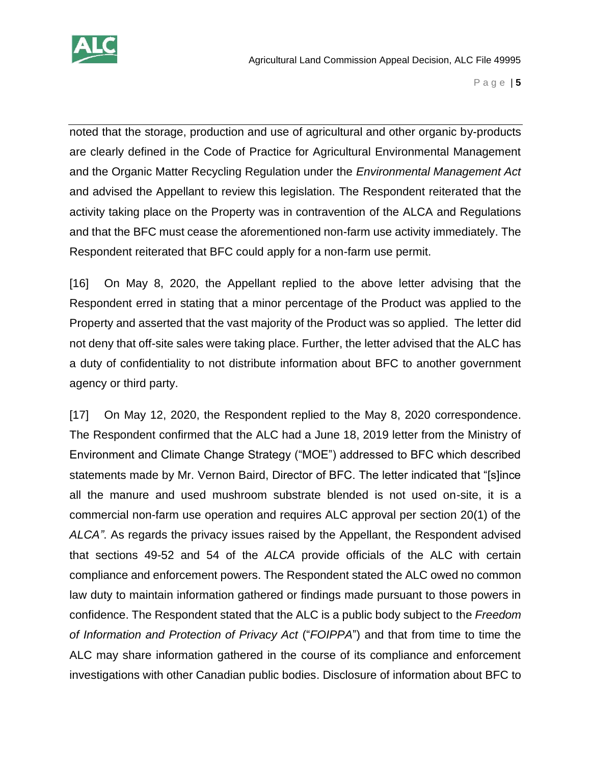noted that the storage, production and use of agricultural and other organic by-products are clearly defined in the Code of Practice for Agricultural Environmental Management and the Organic Matter Recycling Regulation under the *Environmental Management Act* and advised the Appellant to review this legislation. The Respondent reiterated that the activity taking place on the Property was in contravention of the ALCA and Regulations and that the BFC must cease the aforementioned non-farm use activity immediately. The Respondent reiterated that BFC could apply for a non-farm use permit.

[16] On May 8, 2020, the Appellant replied to the above letter advising that the Respondent erred in stating that a minor percentage of the Product was applied to the Property and asserted that the vast majority of the Product was so applied. The letter did not deny that off-site sales were taking place. Further, the letter advised that the ALC has a duty of confidentiality to not distribute information about BFC to another government agency or third party.

[17] On May 12, 2020, the Respondent replied to the May 8, 2020 correspondence. The Respondent confirmed that the ALC had a June 18, 2019 letter from the Ministry of Environment and Climate Change Strategy ("MOE") addressed to BFC which described statements made by Mr. Vernon Baird, Director of BFC. The letter indicated that "[s]ince all the manure and used mushroom substrate blended is not used on-site, it is a commercial non-farm use operation and requires ALC approval per section 20(1) of the *ALCA"*. As regards the privacy issues raised by the Appellant, the Respondent advised that sections 49-52 and 54 of the *ALCA* provide officials of the ALC with certain compliance and enforcement powers. The Respondent stated the ALC owed no common law duty to maintain information gathered or findings made pursuant to those powers in confidence. The Respondent stated that the ALC is a public body subject to the *Freedom of Information and Protection of Privacy Act* ("*FOIPPA*") and that from time to time the ALC may share information gathered in the course of its compliance and enforcement investigations with other Canadian public bodies. Disclosure of information about BFC to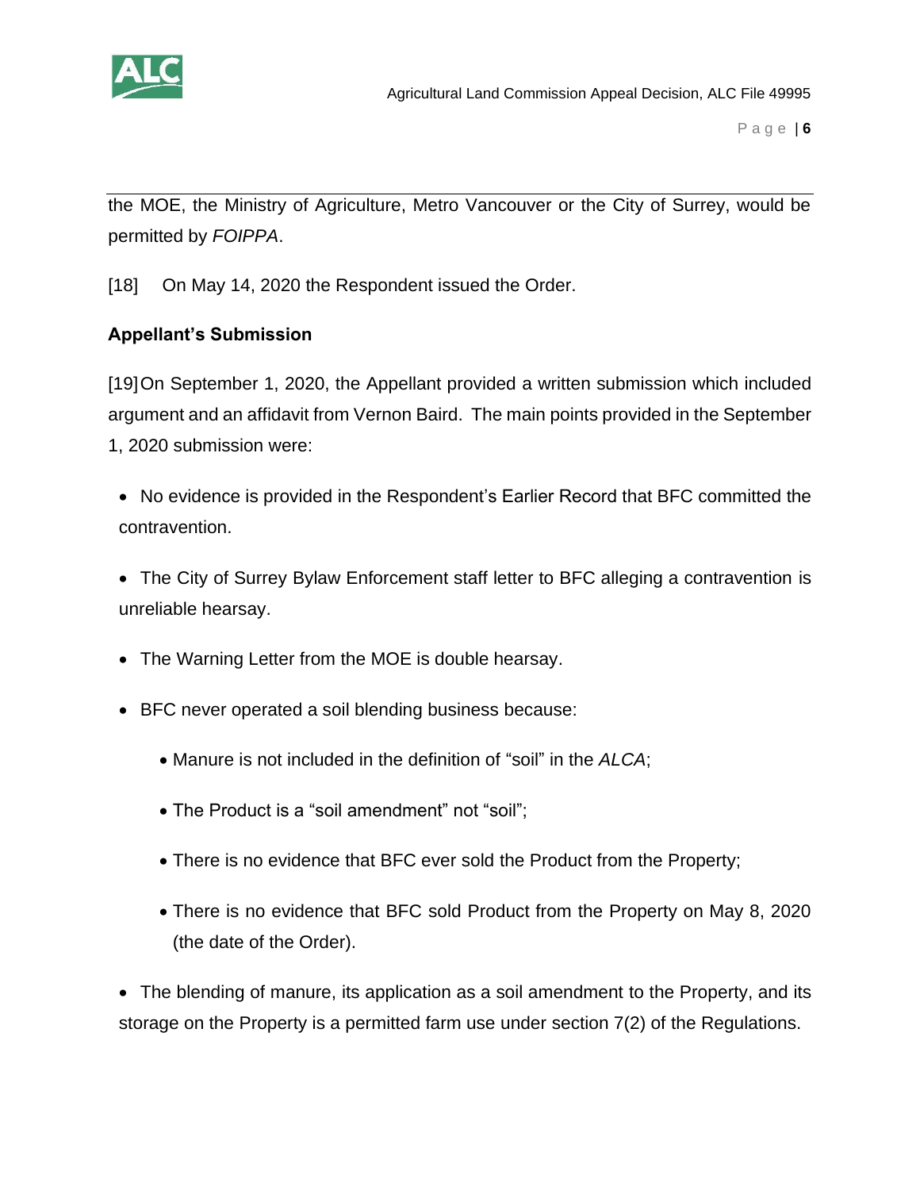the MOE, the Ministry of Agriculture, Metro Vancouver or the City of Surrey, would be permitted by *FOIPPA*.

[18] On May 14, 2020 the Respondent issued the Order.

**Appellant's Submission**

[19] On September 1, 2020, the Appellant provided a written submission which included argument and an affidavit from Vernon Baird. The main points provided in the September 1, 2020 submission were:

- No evidence is provided in the Respondent's Earlier Record that BFC committed the contravention.
- The City of Surrey Bylaw Enforcement staff letter to BFC alleging a contravention is unreliable hearsay.
- The Warning Letter from the MOE is double hearsay.
- BFC never operated a soil blending business because:
    - Manure is not included in the definition of "soil" in the *ALCA*;
    - The Product is a "soil amendment" not "soil";
    - There is no evidence that BFC ever sold the Product from the Property;
    - There is no evidence that BFC sold Product from the Property on May 8, 2020 (the date of the Order).
- The blending of manure, its application as a soil amendment to the Property, and its storage on the Property is a permitted farm use under section 7(2) of the Regulations.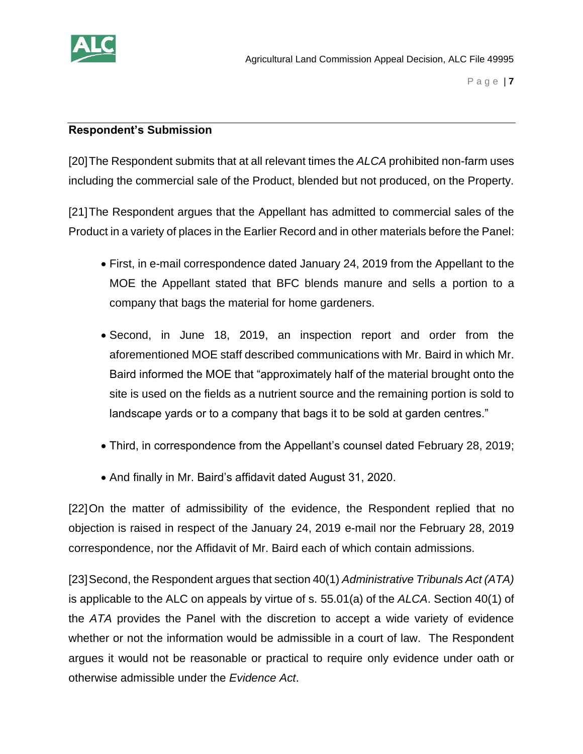## Respondent's Submission

[20] The Respondent submits that at all relevant times the *ALCA* prohibited non-farm uses including the commercial sale of the Product, blended but not produced, on the Property.

[21] The Respondent argues that the Appellant has admitted to commercial sales of the Product in a variety of places in the Earlier Record and in other materials before the Panel:

- First, in e-mail correspondence dated January 24, 2019 from the Appellant to the MOE the Appellant stated that BFC blends manure and sells a portion to a company that bags the material for home gardeners.
- Second, in June 18, 2019, an inspection report and order from the aforementioned MOE staff described communications with Mr. Baird in which Mr. Baird informed the MOE that "approximately half of the material brought onto the site is used on the fields as a nutrient source and the remaining portion is sold to landscape yards or to a company that bags it to be sold at garden centres."
- Third, in correspondence from the Appellant's counsel dated February 28, 2019;
- And finally in Mr. Baird's affidavit dated August 31, 2020.

[22] On the matter of admissibility of the evidence, the Respondent replied that no objection is raised in respect of the January 24, 2019 e-mail nor the February 28, 2019 correspondence, nor the Affidavit of Mr. Baird each of which contain admissions.

[23] Second, the Respondent argues that section 40(1) *Administrative Tribunals Act (ATA)* is applicable to the ALC on appeals by virtue of s. 55.01(a) of the *ALCA*. Section 40(1) of the *ATA* provides the Panel with the discretion to accept a wide variety of evidence whether or not the information would be admissible in a court of law. The Respondent argues it would not be reasonable or practical to require only evidence under oath or otherwise admissible under the *Evidence Act*.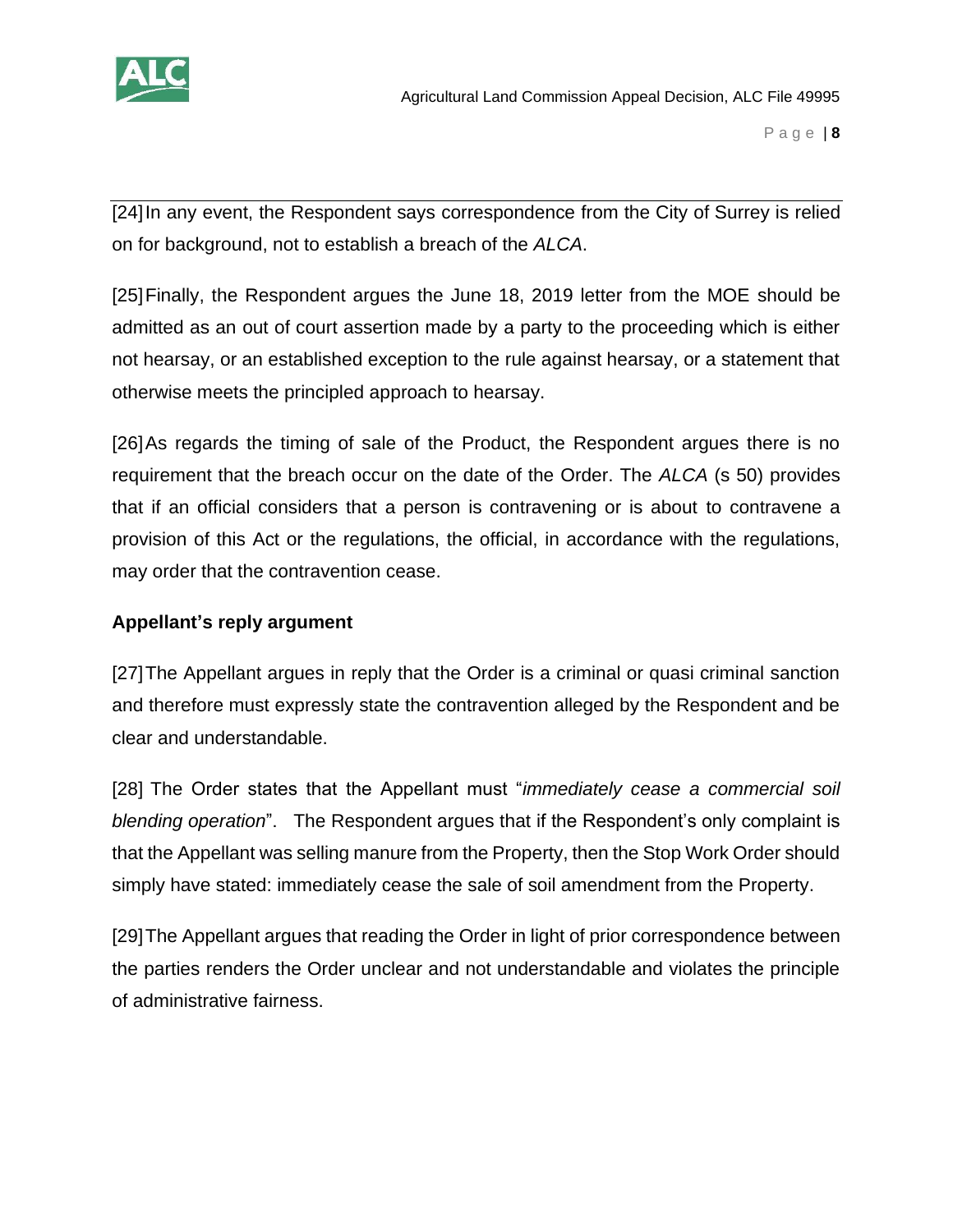[24] In any event, the Respondent says correspondence from the City of Surrey is relied on for background, not to establish a breach of the *ALCA*.

[25] Finally, the Respondent argues the June 18, 2019 letter from the MOE should be admitted as an out of court assertion made by a party to the proceeding which is either not hearsay, or an established exception to the rule against hearsay, or a statement that otherwise meets the principled approach to hearsay.

[26] As regards the timing of sale of the Product, the Respondent argues there is no requirement that the breach occur on the date of the Order. The *ALCA* (s 50) provides that if an official considers that a person is contravening or is about to contravene a provision of this Act or the regulations, the official, in accordance with the regulations, may order that the contravention cease.

**Appellant's reply argument**

[27] The Appellant argues in reply that the Order is a criminal or quasi criminal sanction and therefore must expressly state the contravention alleged by the Respondent and be clear and understandable.

[28] The Order states that the Appellant must "*immediately cease a commercial soil blending operation*". The Respondent argues that if the Respondent's only complaint is that the Appellant was selling manure from the Property, then the Stop Work Order should simply have stated: immediately cease the sale of soil amendment from the Property.

[29] The Appellant argues that reading the Order in light of prior correspondence between the parties renders the Order unclear and not understandable and violates the principle of administrative fairness.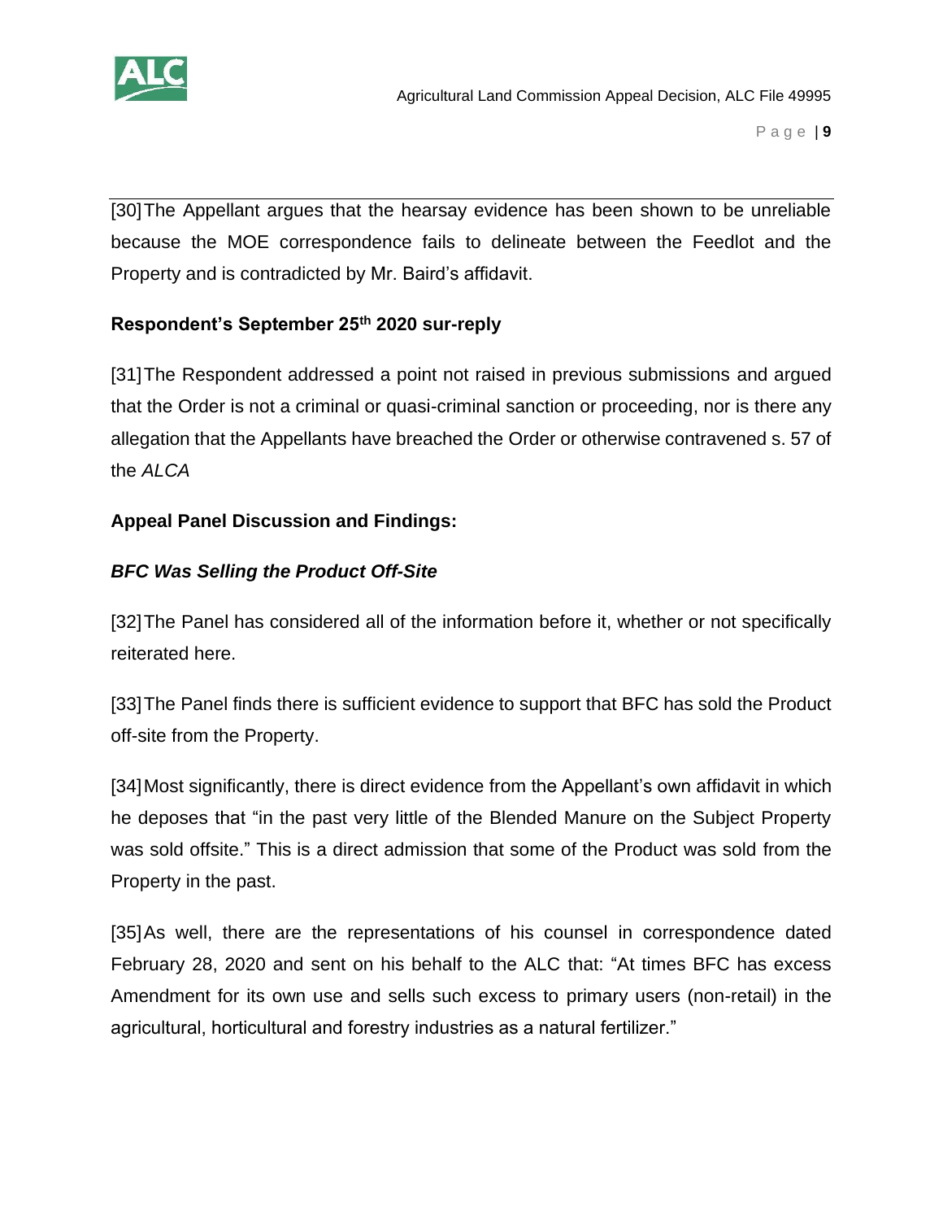[30] The Appellant argues that the hearsay evidence has been shown to be unreliable because the MOE correspondence fails to delineate between the Feedlot and the Property and is contradicted by Mr. Baird's affidavit.

**Respondent's September 25th 2020 sur-reply**

[31] The Respondent addressed a point not raised in previous submissions and argued that the Order is not a criminal or quasi-criminal sanction or proceeding, nor is there any allegation that the Appellants have breached the Order or otherwise contravened s. 57 of the *ALCA*

**Appeal Panel Discussion and Findings:**

***BFC Was Selling the Product Off-Site***

[32] The Panel has considered all of the information before it, whether or not specifically reiterated here.

[33] The Panel finds there is sufficient evidence to support that BFC has sold the Product off-site from the Property.

[34] Most significantly, there is direct evidence from the Appellant's own affidavit in which he deposes that "in the past very little of the Blended Manure on the Subject Property was sold offsite." This is a direct admission that some of the Product was sold from the Property in the past.

[35] As well, there are the representations of his counsel in correspondence dated February 28, 2020 and sent on his behalf to the ALC that: "At times BFC has excess Amendment for its own use and sells such excess to primary users (non-retail) in the agricultural, horticultural and forestry industries as a natural fertilizer."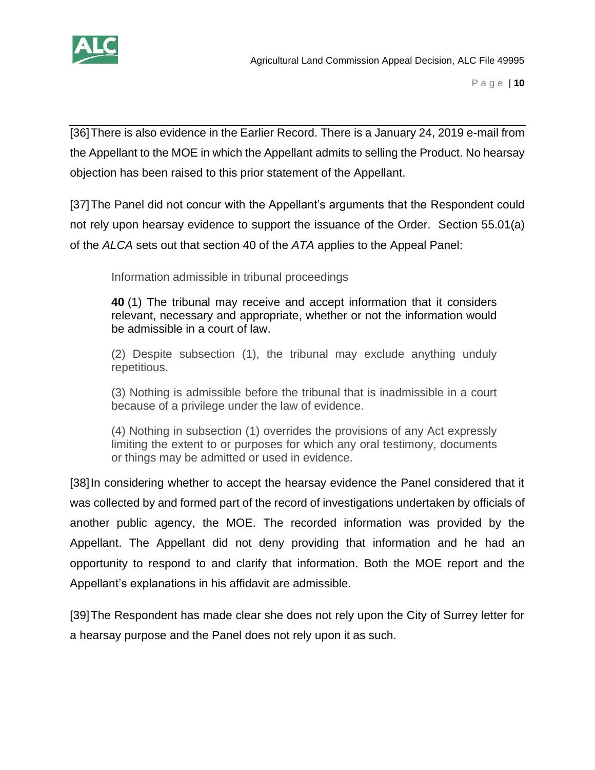[36] There is also evidence in the Earlier Record. There is a January 24, 2019 e-mail from the Appellant to the MOE in which the Appellant admits to selling the Product. No hearsay objection has been raised to this prior statement of the Appellant.

[37] The Panel did not concur with the Appellant's arguments that the Respondent could not rely upon hearsay evidence to support the issuance of the Order. Section 55.01(a) of the *ALCA* sets out that section 40 of the *ATA* applies to the Appeal Panel:

> Information admissible in tribunal proceedings
>
> **40** (1) The tribunal may receive and accept information that it considers relevant, necessary and appropriate, whether or not the information would be admissible in a court of law.
>
> (2) Despite subsection (1), the tribunal may exclude anything unduly repetitious.
>
> (3) Nothing is admissible before the tribunal that is inadmissible in a court because of a privilege under the law of evidence.
>
> (4) Nothing in subsection (1) overrides the provisions of any Act expressly limiting the extent to or purposes for which any oral testimony, documents or things may be admitted or used in evidence.

[38] In considering whether to accept the hearsay evidence the Panel considered that it was collected by and formed part of the record of investigations undertaken by officials of another public agency, the MOE. The recorded information was provided by the Appellant. The Appellant did not deny providing that information and he had an opportunity to respond to and clarify that information. Both the MOE report and the Appellant's explanations in his affidavit are admissible.

[39] The Respondent has made clear she does not rely upon the City of Surrey letter for a hearsay purpose and the Panel does not rely upon it as such.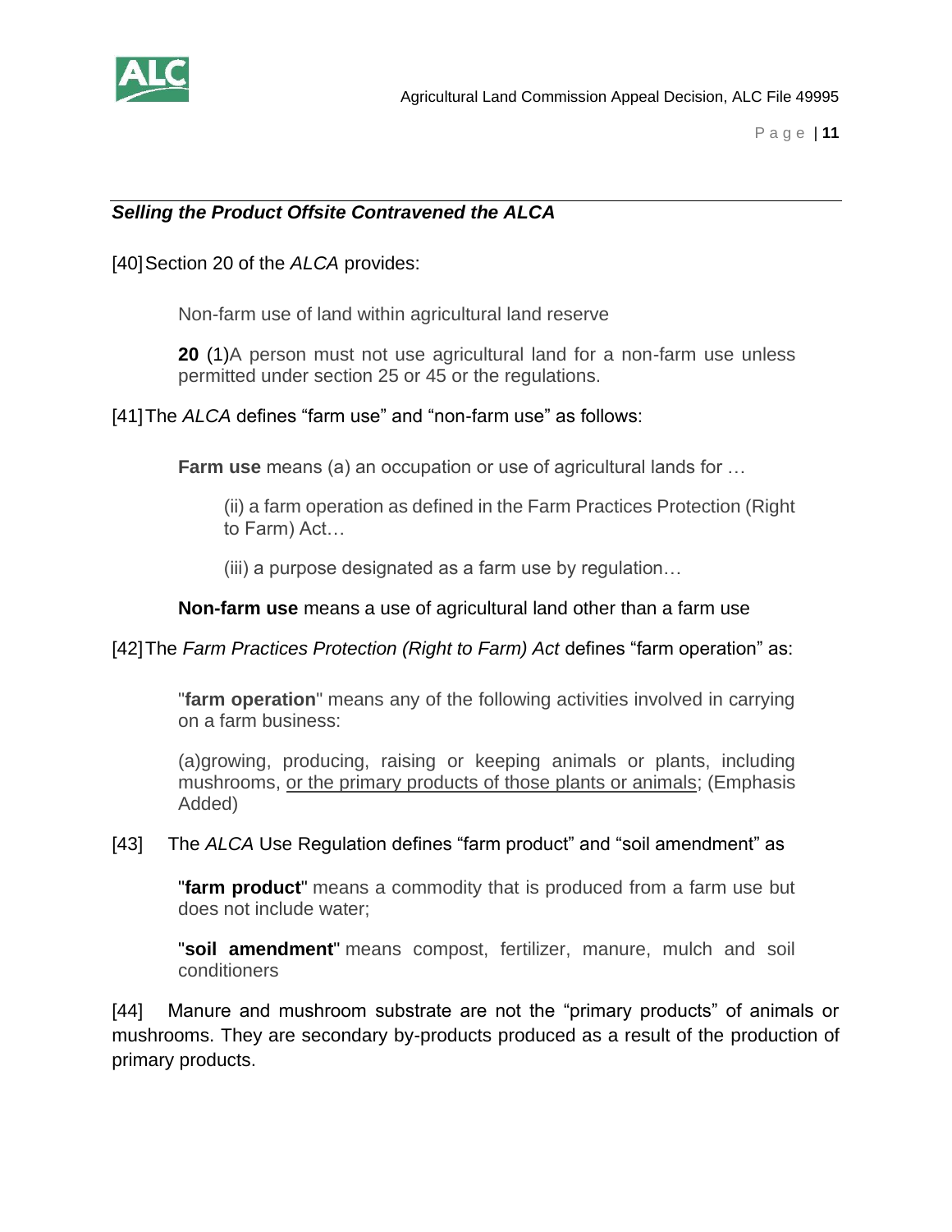### *Selling the Product Offsite Contravened the ALCA*

[40] Section 20 of the *ALCA* provides:

> Non-farm use of land within agricultural land reserve
>
> **20** (1)A person must not use agricultural land for a non-farm use unless permitted under section 25 or 45 or the regulations.

[41] The *ALCA* defines "farm use" and "non-farm use" as follows:

> **Farm use** means (a) an occupation or use of agricultural lands for …
>
> > (ii) a farm operation as defined in the Farm Practices Protection (Right to Farm) Act…
> >
> > (iii) a purpose designated as a farm use by regulation…
>
> **Non-farm use** means a use of agricultural land other than a farm use

[42] The *Farm Practices Protection (Right to Farm) Act* defines "farm operation" as:

> "**farm operation**" means any of the following activities involved in carrying on a farm business:
>
> (a)growing, producing, raising or keeping animals or plants, including mushrooms, <u>or the primary products of those plants or animals</u>; (Emphasis Added)

[43] The *ALCA* Use Regulation defines "farm product" and "soil amendment" as

> "**farm product**" means a commodity that is produced from a farm use but does not include water;
>
> "**soil amendment**" means compost, fertilizer, manure, mulch and soil conditioners

[44] Manure and mushroom substrate are not the "primary products" of animals or mushrooms. They are secondary by-products produced as a result of the production of primary products.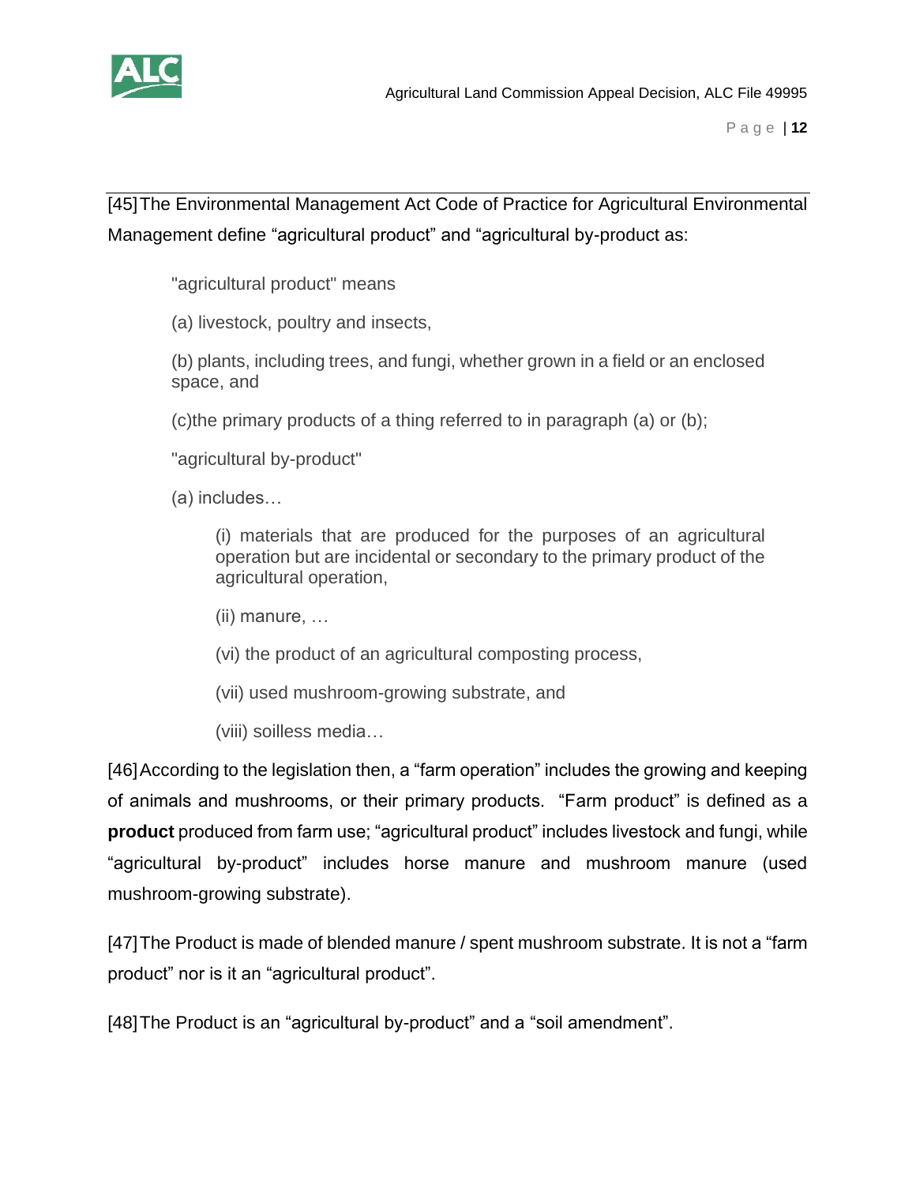[45] The Environmental Management Act Code of Practice for Agricultural Environmental Management define “agricultural product” and “agricultural by-product as:

> "agricultural product" means
>
> (a) livestock, poultry and insects,
>
> (b) plants, including trees, and fungi, whether grown in a field or an enclosed space, and
>
> (c)the primary products of a thing referred to in paragraph (a) or (b);
>
> "agricultural by-product"
>
> (a) includes…
>
> > (i) materials that are produced for the purposes of an agricultural operation but are incidental or secondary to the primary product of the agricultural operation,
> >
> > (ii) manure, …
> >
> > (vi) the product of an agricultural composting process,
> >
> > (vii) used mushroom-growing substrate, and
> >
> > (viii) soilless media…

[46] According to the legislation then, a “farm operation” includes the growing and keeping of animals and mushrooms, or their primary products. “Farm product” is defined as a **product** produced from farm use; “agricultural product” includes livestock and fungi, while “agricultural by-product” includes horse manure and mushroom manure (used mushroom-growing substrate).

[47] The Product is made of blended manure / spent mushroom substrate. It is not a “farm product” nor is it an “agricultural product”.

[48] The Product is an “agricultural by-product” and a “soil amendment”.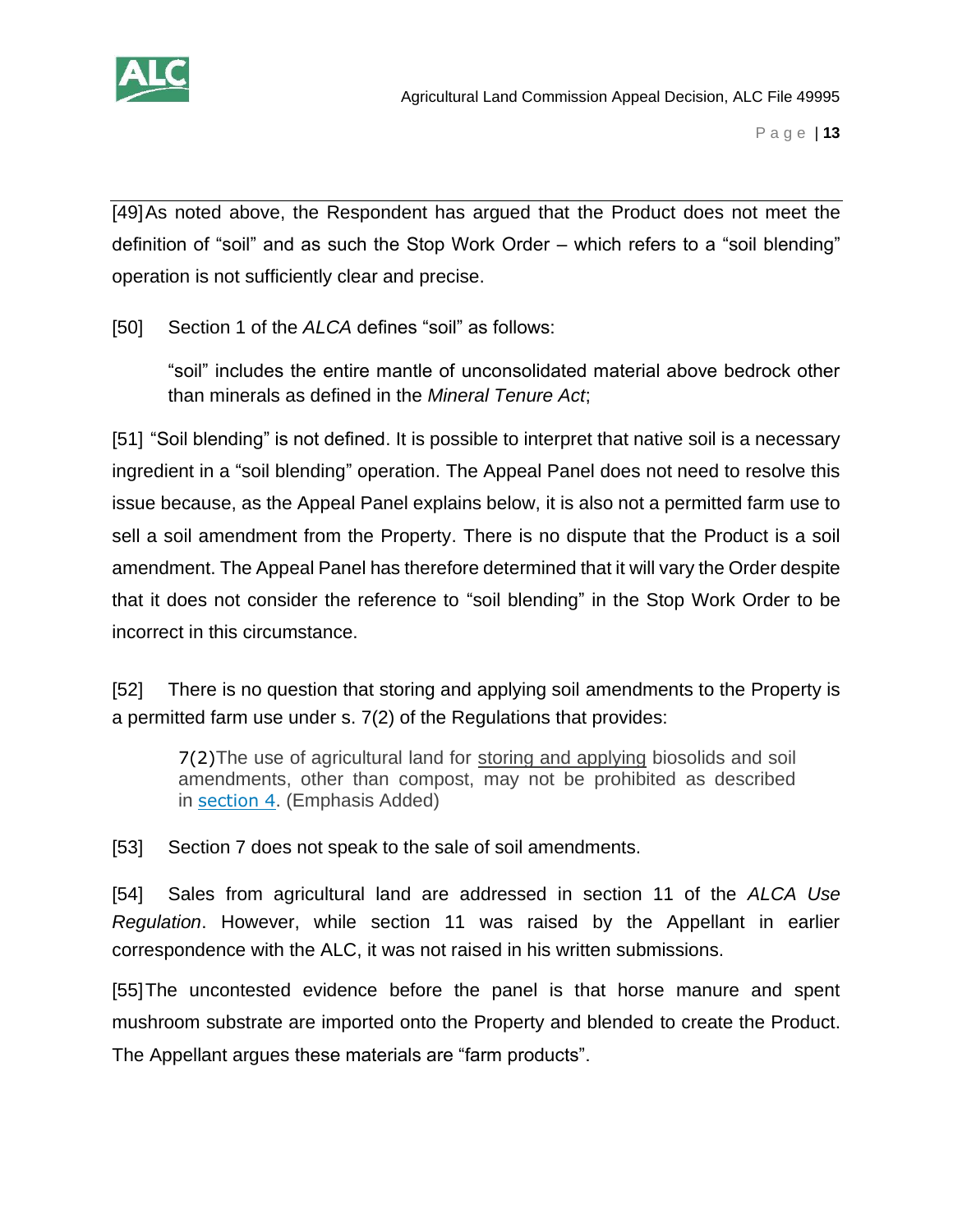[49] As noted above, the Respondent has argued that the Product does not meet the definition of "soil" and as such the Stop Work Order – which refers to a "soil blending" operation is not sufficiently clear and precise.

[50] Section 1 of the *ALCA* defines "soil" as follows:

> "soil" includes the entire mantle of unconsolidated material above bedrock other than minerals as defined in the *Mineral Tenure Act*;

[51] "Soil blending" is not defined. It is possible to interpret that native soil is a necessary ingredient in a "soil blending" operation. The Appeal Panel does not need to resolve this issue because, as the Appeal Panel explains below, it is also not a permitted farm use to sell a soil amendment from the Property. There is no dispute that the Product is a soil amendment. The Appeal Panel has therefore determined that it will vary the Order despite that it does not consider the reference to "soil blending" in the Stop Work Order to be incorrect in this circumstance.

[52] There is no question that storing and applying soil amendments to the Property is a permitted farm use under s. 7(2) of the Regulations that provides:

> 7(2) The use of agricultural land for <u>storing and applying</u> biosolids and soil amendments, other than compost, may not be prohibited as described in section 4. (Emphasis Added)

[53] Section 7 does not speak to the sale of soil amendments.

[54] Sales from agricultural land are addressed in section 11 of the *ALCA Use Regulation*. However, while section 11 was raised by the Appellant in earlier correspondence with the ALC, it was not raised in his written submissions.

[55] The uncontested evidence before the panel is that horse manure and spent mushroom substrate are imported onto the Property and blended to create the Product. The Appellant argues these materials are "farm products".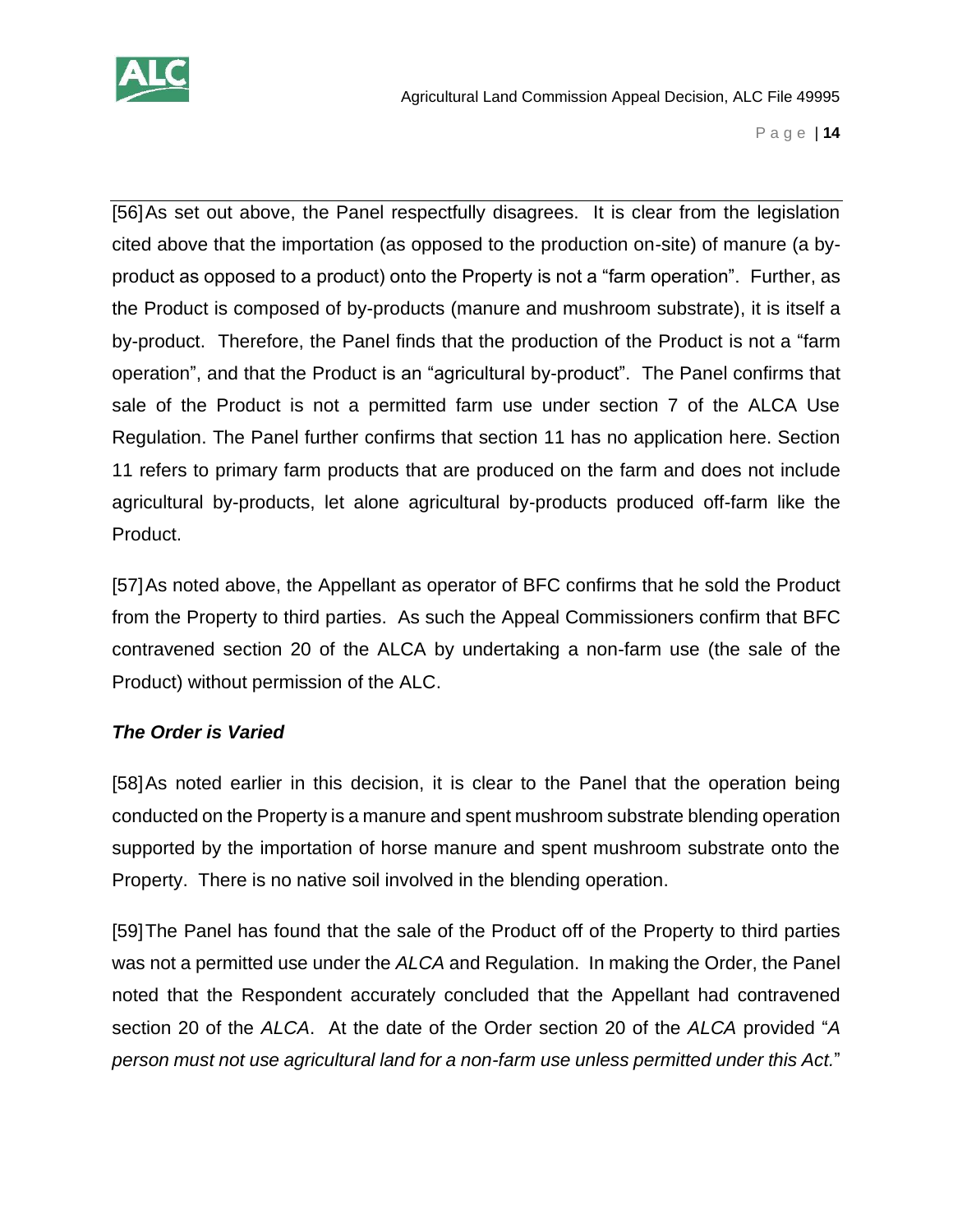[56] As set out above, the Panel respectfully disagrees. It is clear from the legislation cited above that the importation (as opposed to the production on-site) of manure (a by-product as opposed to a product) onto the Property is not a "farm operation". Further, as the Product is composed of by-products (manure and mushroom substrate), it is itself a by-product. Therefore, the Panel finds that the production of the Product is not a "farm operation", and that the Product is an "agricultural by-product". The Panel confirms that sale of the Product is not a permitted farm use under section 7 of the ALCA Use Regulation. The Panel further confirms that section 11 has no application here. Section 11 refers to primary farm products that are produced on the farm and does not include agricultural by-products, let alone agricultural by-products produced off-farm like the Product.

[57] As noted above, the Appellant as operator of BFC confirms that he sold the Product from the Property to third parties. As such the Appeal Commissioners confirm that BFC contravened section 20 of the ALCA by undertaking a non-farm use (the sale of the Product) without permission of the ALC.

***The Order is Varied***

[58] As noted earlier in this decision, it is clear to the Panel that the operation being conducted on the Property is a manure and spent mushroom substrate blending operation supported by the importation of horse manure and spent mushroom substrate onto the Property. There is no native soil involved in the blending operation.

[59] The Panel has found that the sale of the Product off of the Property to third parties was not a permitted use under the *ALCA* and Regulation. In making the Order, the Panel noted that the Respondent accurately concluded that the Appellant had contravened section 20 of the *ALCA*. At the date of the Order section 20 of the *ALCA* provided "*A person must not use agricultural land for a non-farm use unless permitted under this Act.*"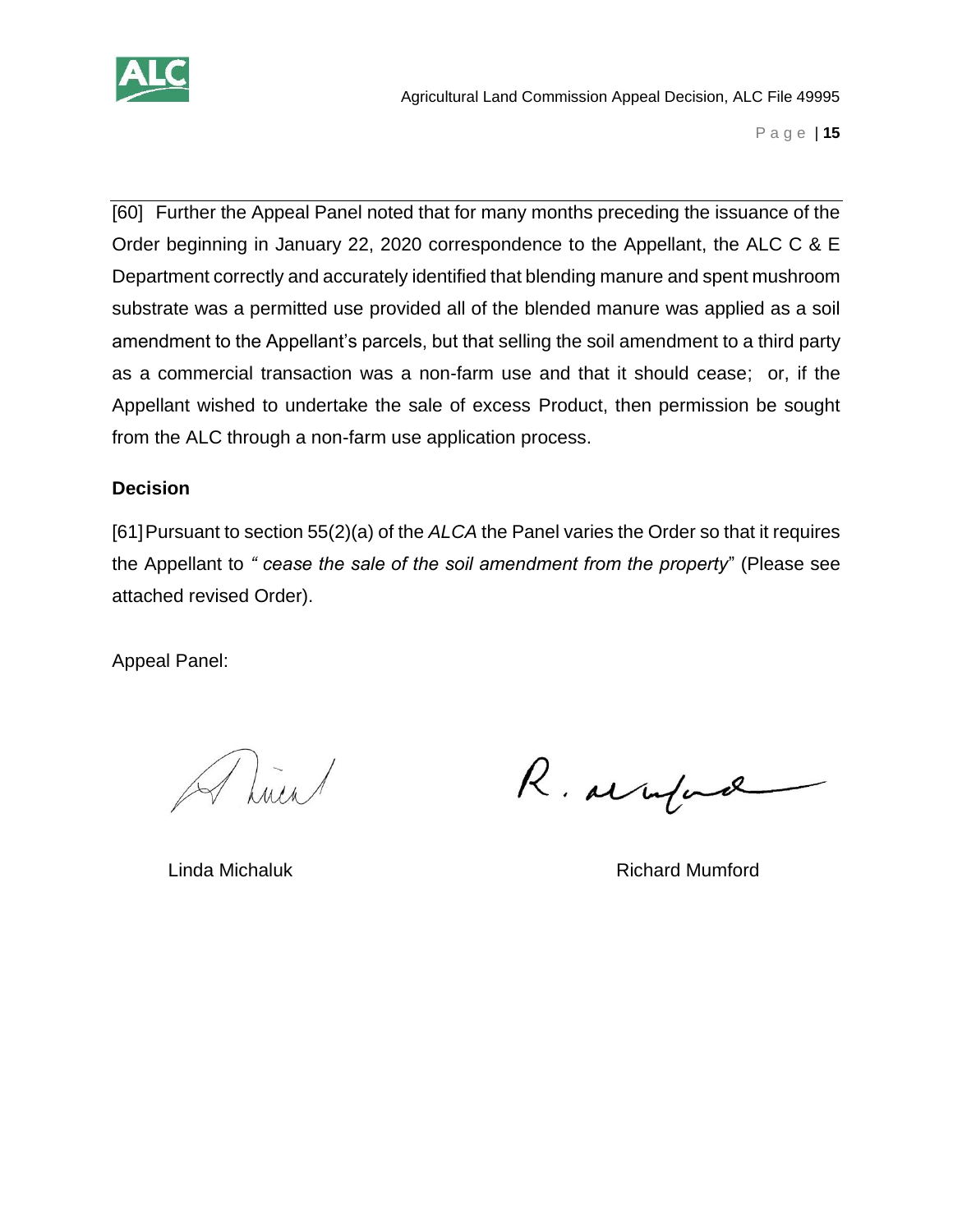[60] Further the Appeal Panel noted that for many months preceding the issuance of the Order beginning in January 22, 2020 correspondence to the Appellant, the ALC C & E Department correctly and accurately identified that blending manure and spent mushroom substrate was a permitted use provided all of the blended manure was applied as a soil amendment to the Appellant's parcels, but that selling the soil amendment to a third party as a commercial transaction was a non-farm use and that it should cease; or, if the Appellant wished to undertake the sale of excess Product, then permission be sought from the ALC through a non-farm use application process.

**Decision**

[61] Pursuant to section 55(2)(a) of the *ALCA* the Panel varies the Order so that it requires the Appellant to *" cease the sale of the soil amendment from the property*" (Please see attached revised Order).

Appeal Panel:

Linda Michaluk　　　　　　　　　　Richard Mumford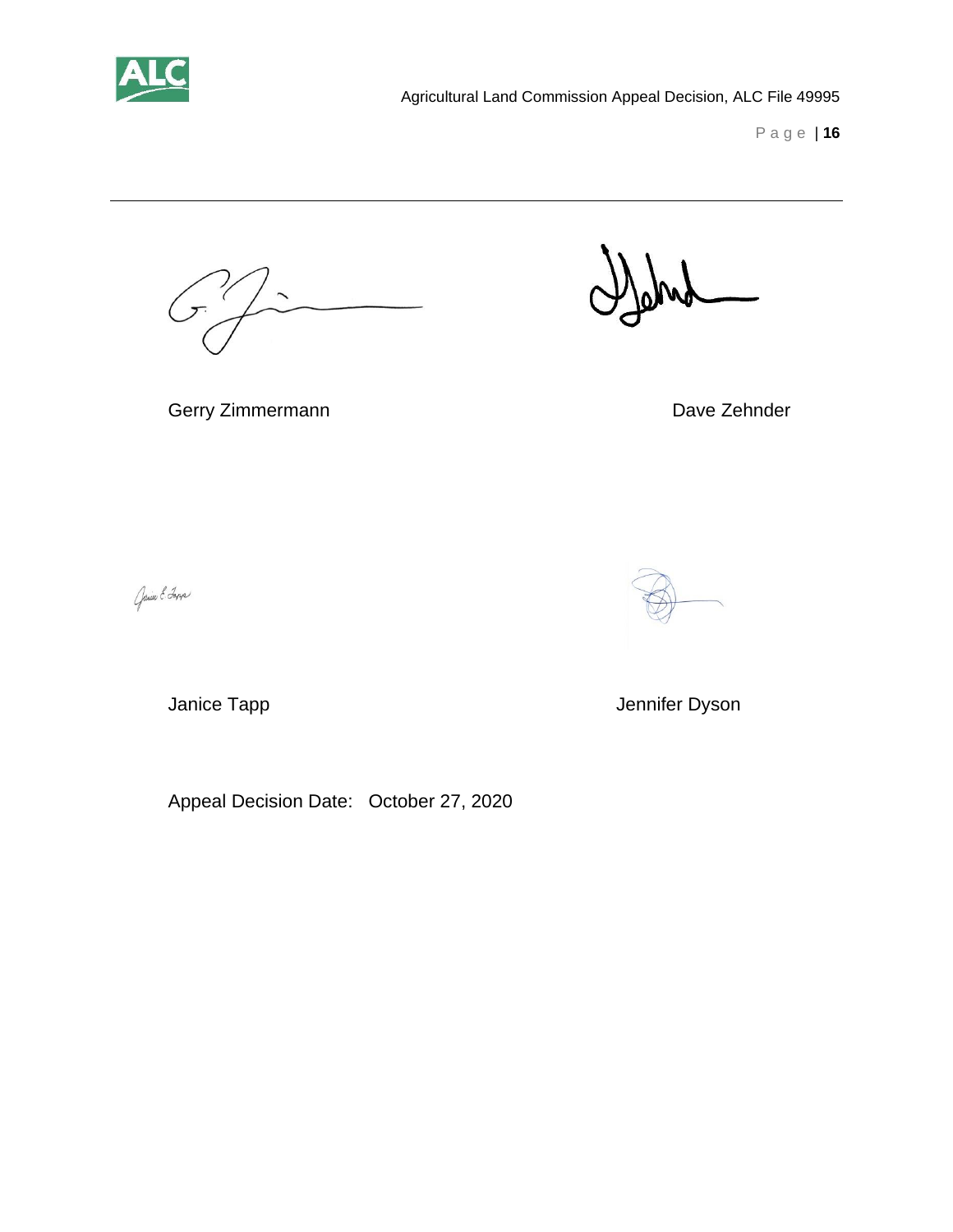Gerry Zimmermann

Dave Zehnder

Janice Tapp

Jennifer Dyson

Appeal Decision Date: October 27, 2020